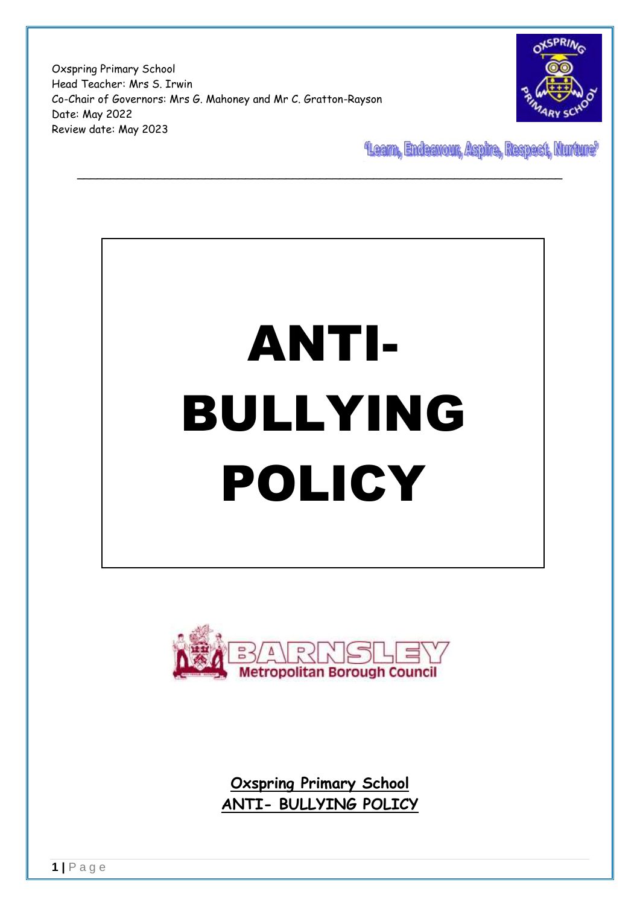Oxspring Primary School
Head Teacher: Mrs S. Irwin
Co-Chair of Governors: Mrs G. Mahoney and Mr C. Gratton-Rayson
Date: May 2022
Review date: May 2023

'Learn, Endeavour, Aspire, Respect, Nurture'

---

# ANTI-BULLYING POLICY

**Oxspring Primary School**
**ANTI- BULLYING POLICY**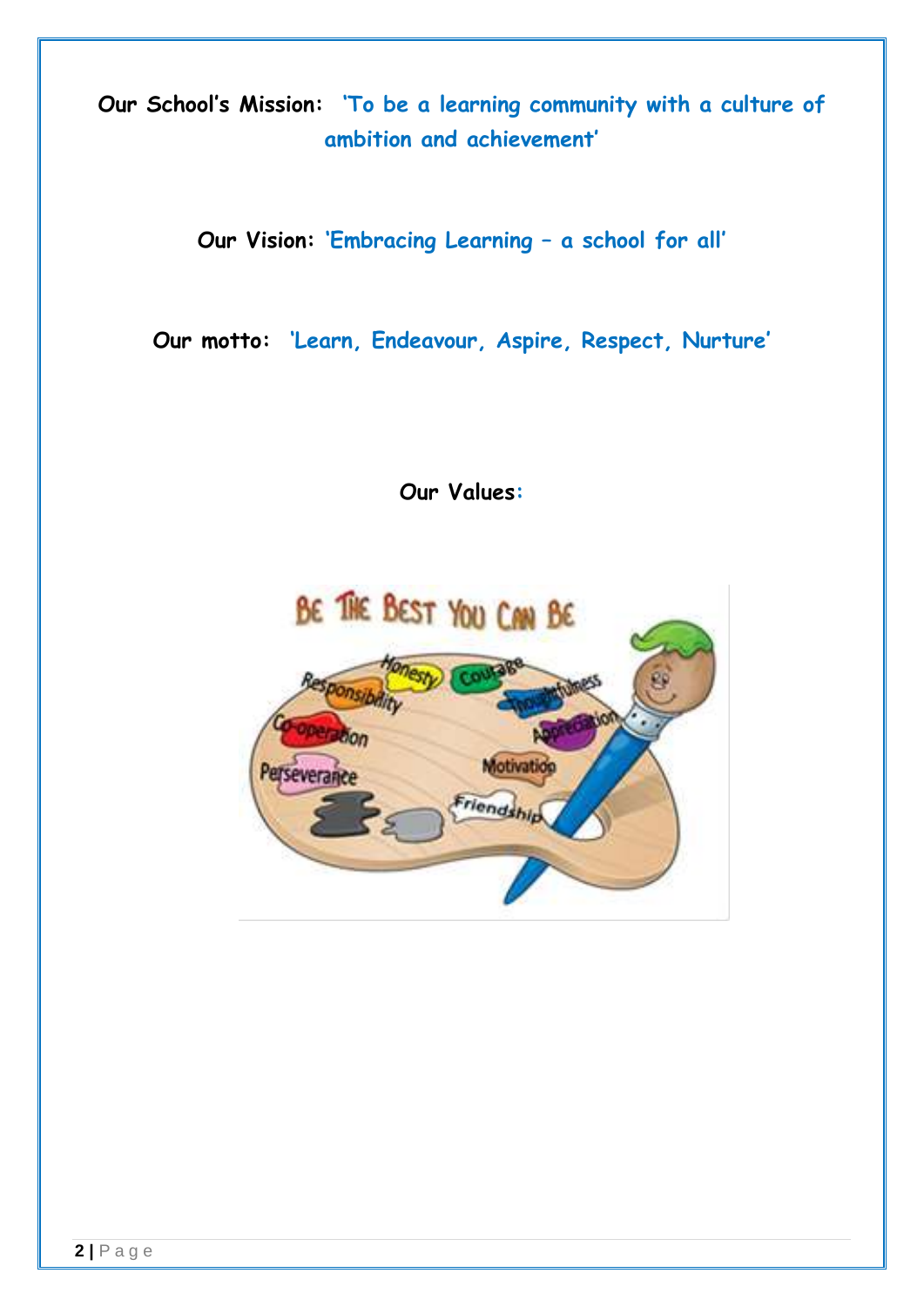**Our School's Mission:** **'To be a learning community with a culture of ambition and achievement'**

**Our Vision:** **'Embracing Learning – a school for all'**

**Our motto:** **'Learn, Endeavour, Aspire, Respect, Nurture'**

**Our Values:**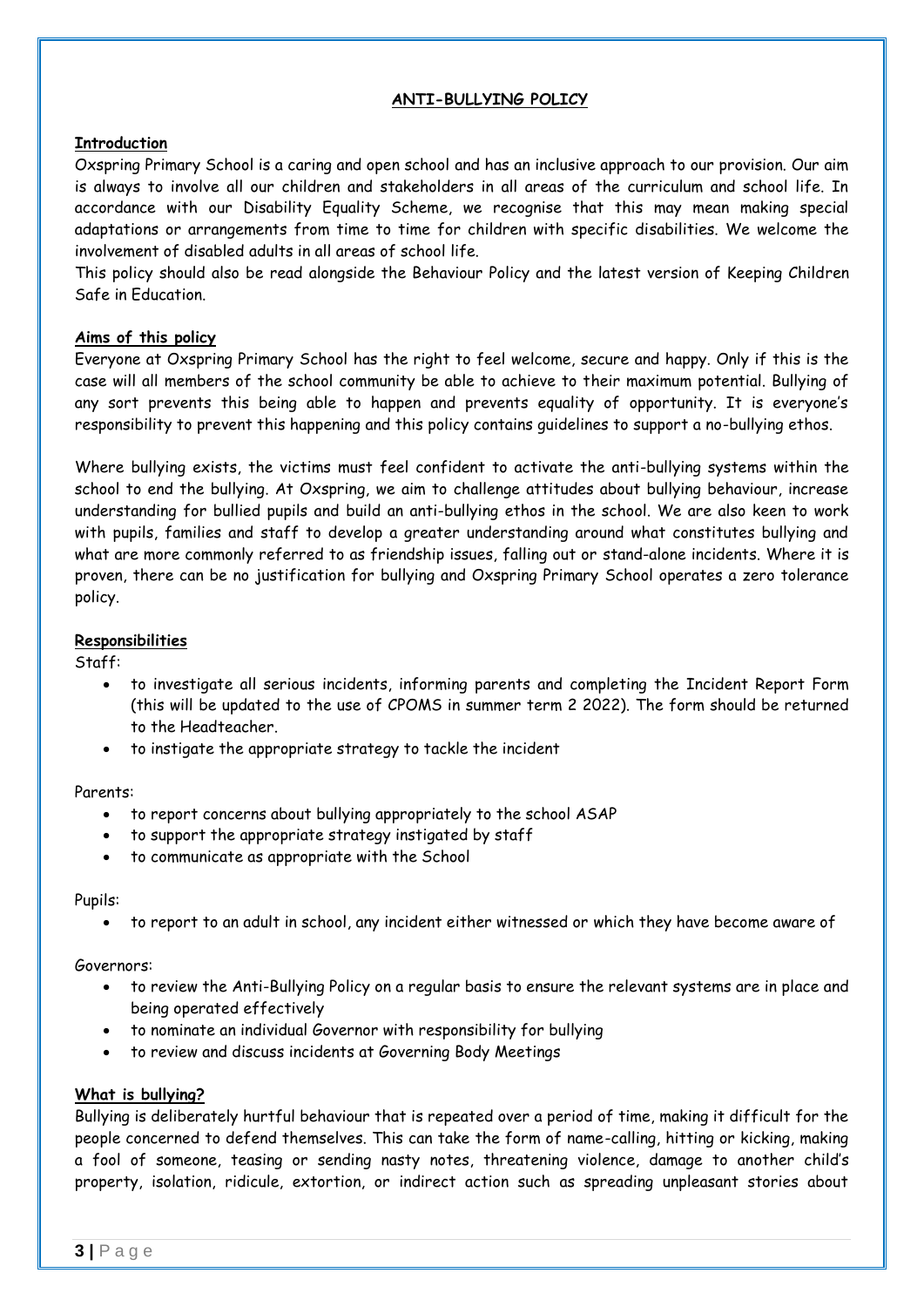## ANTI-BULLYING POLICY

### Introduction

Oxspring Primary School is a caring and open school and has an inclusive approach to our provision. Our aim is always to involve all our children and stakeholders in all areas of the curriculum and school life. In accordance with our Disability Equality Scheme, we recognise that this may mean making special adaptations or arrangements from time to time for children with specific disabilities. We welcome the involvement of disabled adults in all areas of school life.

This policy should also be read alongside the Behaviour Policy and the latest version of Keeping Children Safe in Education.

### Aims of this policy

Everyone at Oxspring Primary School has the right to feel welcome, secure and happy. Only if this is the case will all members of the school community be able to achieve to their maximum potential. Bullying of any sort prevents this being able to happen and prevents equality of opportunity. It is everyone's responsibility to prevent this happening and this policy contains guidelines to support a no-bullying ethos.

Where bullying exists, the victims must feel confident to activate the anti-bullying systems within the school to end the bullying. At Oxspring, we aim to challenge attitudes about bullying behaviour, increase understanding for bullied pupils and build an anti-bullying ethos in the school. We are also keen to work with pupils, families and staff to develop a greater understanding around what constitutes bullying and what are more commonly referred to as friendship issues, falling out or stand-alone incidents. Where it is proven, there can be no justification for bullying and Oxspring Primary School operates a zero tolerance policy.

### Responsibilities

Staff:

- to investigate all serious incidents, informing parents and completing the Incident Report Form (this will be updated to the use of CPOMS in summer term 2 2022). The form should be returned to the Headteacher.
- to instigate the appropriate strategy to tackle the incident

Parents:

- to report concerns about bullying appropriately to the school ASAP
- to support the appropriate strategy instigated by staff
- to communicate as appropriate with the School

Pupils:

- to report to an adult in school, any incident either witnessed or which they have become aware of

Governors:

- to review the Anti-Bullying Policy on a regular basis to ensure the relevant systems are in place and being operated effectively
- to nominate an individual Governor with responsibility for bullying
- to review and discuss incidents at Governing Body Meetings

### What is bullying?

Bullying is deliberately hurtful behaviour that is repeated over a period of time, making it difficult for the people concerned to defend themselves. This can take the form of name-calling, hitting or kicking, making a fool of someone, teasing or sending nasty notes, threatening violence, damage to another child's property, isolation, ridicule, extortion, or indirect action such as spreading unpleasant stories about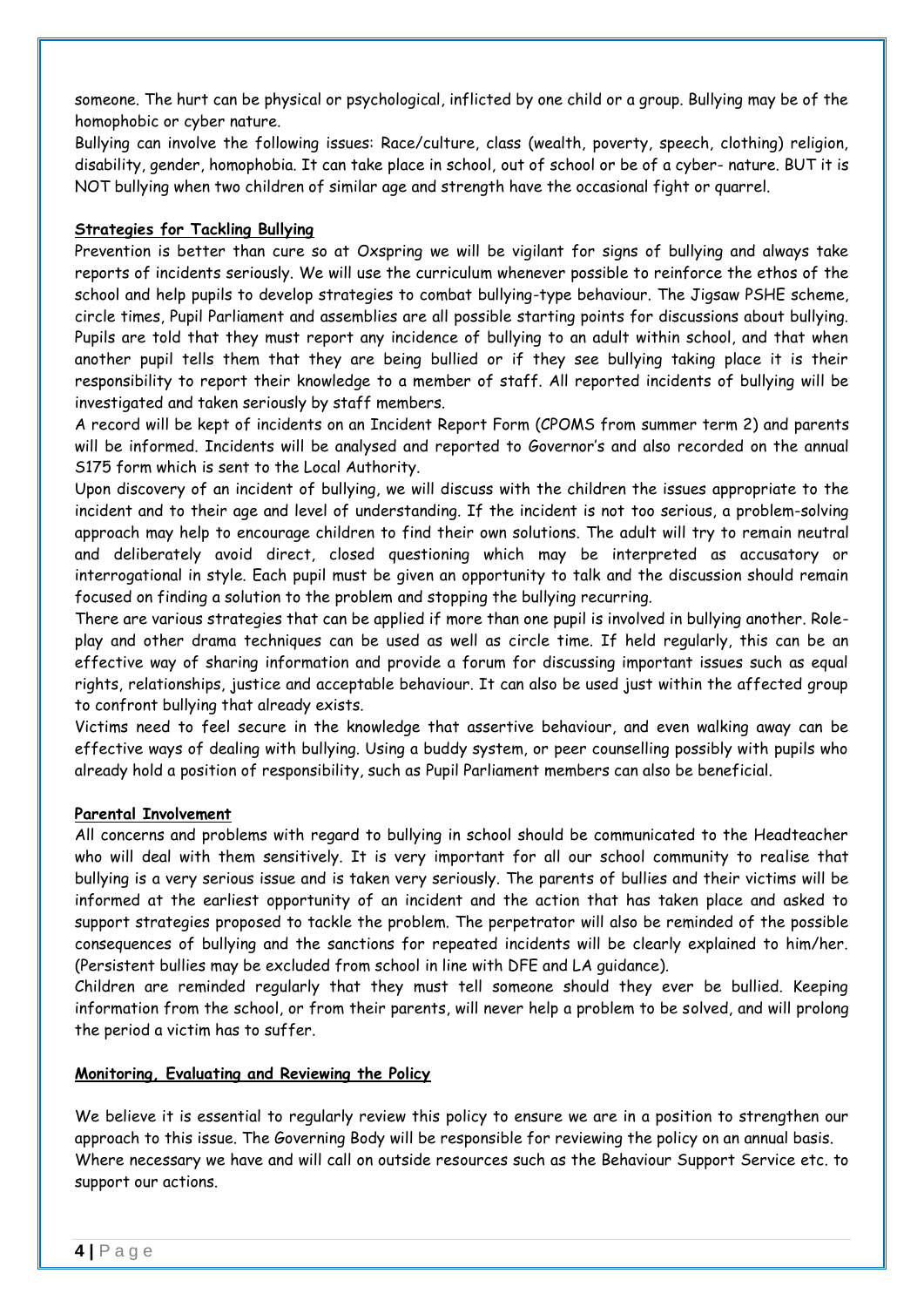someone. The hurt can be physical or psychological, inflicted by one child or a group. Bullying may be of the homophobic or cyber nature.

Bullying can involve the following issues: Race/culture, class (wealth, poverty, speech, clothing) religion, disability, gender, homophobia. It can take place in school, out of school or be of a cyber- nature. BUT it is NOT bullying when two children of similar age and strength have the occasional fight or quarrel.

## Strategies for Tackling Bullying

Prevention is better than cure so at Oxspring we will be vigilant for signs of bullying and always take reports of incidents seriously. We will use the curriculum whenever possible to reinforce the ethos of the school and help pupils to develop strategies to combat bullying-type behaviour. The Jigsaw PSHE scheme, circle times, Pupil Parliament and assemblies are all possible starting points for discussions about bullying. Pupils are told that they must report any incidence of bullying to an adult within school, and that when another pupil tells them that they are being bullied or if they see bullying taking place it is their responsibility to report their knowledge to a member of staff. All reported incidents of bullying will be investigated and taken seriously by staff members.

A record will be kept of incidents on an Incident Report Form (CPOMS from summer term 2) and parents will be informed. Incidents will be analysed and reported to Governor's and also recorded on the annual S175 form which is sent to the Local Authority.

Upon discovery of an incident of bullying, we will discuss with the children the issues appropriate to the incident and to their age and level of understanding. If the incident is not too serious, a problem-solving approach may help to encourage children to find their own solutions. The adult will try to remain neutral and deliberately avoid direct, closed questioning which may be interpreted as accusatory or interrogational in style. Each pupil must be given an opportunity to talk and the discussion should remain focused on finding a solution to the problem and stopping the bullying recurring.

There are various strategies that can be applied if more than one pupil is involved in bullying another. Role-play and other drama techniques can be used as well as circle time. If held regularly, this can be an effective way of sharing information and provide a forum for discussing important issues such as equal rights, relationships, justice and acceptable behaviour. It can also be used just within the affected group to confront bullying that already exists.

Victims need to feel secure in the knowledge that assertive behaviour, and even walking away can be effective ways of dealing with bullying. Using a buddy system, or peer counselling possibly with pupils who already hold a position of responsibility, such as Pupil Parliament members can also be beneficial.

## Parental Involvement

All concerns and problems with regard to bullying in school should be communicated to the Headteacher who will deal with them sensitively. It is very important for all our school community to realise that bullying is a very serious issue and is taken very seriously. The parents of bullies and their victims will be informed at the earliest opportunity of an incident and the action that has taken place and asked to support strategies proposed to tackle the problem. The perpetrator will also be reminded of the possible consequences of bullying and the sanctions for repeated incidents will be clearly explained to him/her. (Persistent bullies may be excluded from school in line with DFE and LA guidance).

Children are reminded regularly that they must tell someone should they ever be bullied. Keeping information from the school, or from their parents, will never help a problem to be solved, and will prolong the period a victim has to suffer.

## Monitoring, Evaluating and Reviewing the Policy

We believe it is essential to regularly review this policy to ensure we are in a position to strengthen our approach to this issue. The Governing Body will be responsible for reviewing the policy on an annual basis.
Where necessary we have and will call on outside resources such as the Behaviour Support Service etc. to support our actions.